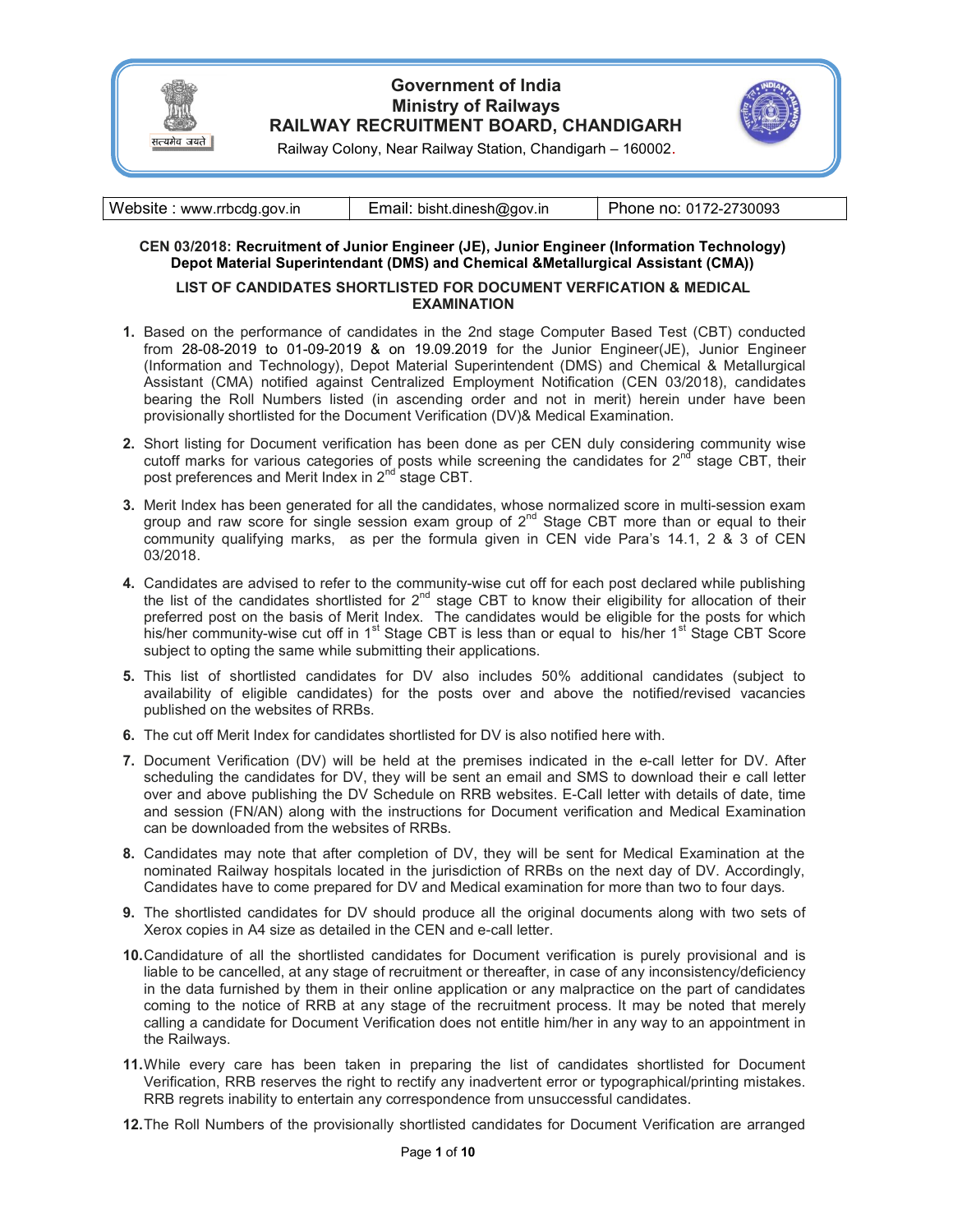# Government of India
# Ministry of Railways
# RAILWAY RECRUITMENT BOARD, CHANDIGARH

Railway Colony, Near Railway Station, Chandigarh – 160002.

| Website : www.rrbcdg.gov.in | Email: bisht.dinesh@gov.in | Phone no: 0172-2730093 |
|---|---|---|

**CEN 03/2018: Recruitment of Junior Engineer (JE), Junior Engineer (Information Technology) Depot Material Superintendant (DMS) and Chemical &Metallurgical Assistant (CMA))**

**LIST OF CANDIDATES SHORTLISTED FOR DOCUMENT VERFICATION & MEDICAL EXAMINATION**

1. Based on the performance of candidates in the 2nd stage Computer Based Test (CBT) conducted from 28-08-2019 to 01-09-2019 & on 19.09.2019 for the Junior Engineer(JE), Junior Engineer (Information and Technology), Depot Material Superintendent (DMS) and Chemical & Metallurgical Assistant (CMA) notified against Centralized Employment Notification (CEN 03/2018), candidates bearing the Roll Numbers listed (in ascending order and not in merit) herein under have been provisionally shortlisted for the Document Verification (DV)& Medical Examination.
2. Short listing for Document verification has been done as per CEN duly considering community wise cutoff marks for various categories of posts while screening the candidates for 2nd stage CBT, their post preferences and Merit Index in 2nd stage CBT.
3. Merit Index has been generated for all the candidates, whose normalized score in multi-session exam group and raw score for single session exam group of 2nd Stage CBT more than or equal to their community qualifying marks, as per the formula given in CEN vide Para's 14.1, 2 & 3 of CEN 03/2018.
4. Candidates are advised to refer to the community-wise cut off for each post declared while publishing the list of the candidates shortlisted for 2nd stage CBT to know their eligibility for allocation of their preferred post on the basis of Merit Index. The candidates would be eligible for the posts for which his/her community-wise cut off in 1st Stage CBT is less than or equal to his/her 1st Stage CBT Score subject to opting the same while submitting their applications.
5. This list of shortlisted candidates for DV also includes 50% additional candidates (subject to availability of eligible candidates) for the posts over and above the notified/revised vacancies published on the websites of RRBs.
6. The cut off Merit Index for candidates shortlisted for DV is also notified here with.
7. Document Verification (DV) will be held at the premises indicated in the e-call letter for DV. After scheduling the candidates for DV, they will be sent an email and SMS to download their e call letter over and above publishing the DV Schedule on RRB websites. E-Call letter with details of date, time and session (FN/AN) along with the instructions for Document verification and Medical Examination can be downloaded from the websites of RRBs.
8. Candidates may note that after completion of DV, they will be sent for Medical Examination at the nominated Railway hospitals located in the jurisdiction of RRBs on the next day of DV. Accordingly, Candidates have to come prepared for DV and Medical examination for more than two to four days.
9. The shortlisted candidates for DV should produce all the original documents along with two sets of Xerox copies in A4 size as detailed in the CEN and e-call letter.
10. Candidature of all the shortlisted candidates for Document verification is purely provisional and is liable to be cancelled, at any stage of recruitment or thereafter, in case of any inconsistency/deficiency in the data furnished by them in their online application or any malpractice on the part of candidates coming to the notice of RRB at any stage of the recruitment process. It may be noted that merely calling a candidate for Document Verification does not entitle him/her in any way to an appointment in the Railways.
11. While every care has been taken in preparing the list of candidates shortlisted for Document Verification, RRB reserves the right to rectify any inadvertent error or typographical/printing mistakes. RRB regrets inability to entertain any correspondence from unsuccessful candidates.
12. The Roll Numbers of the provisionally shortlisted candidates for Document Verification are arranged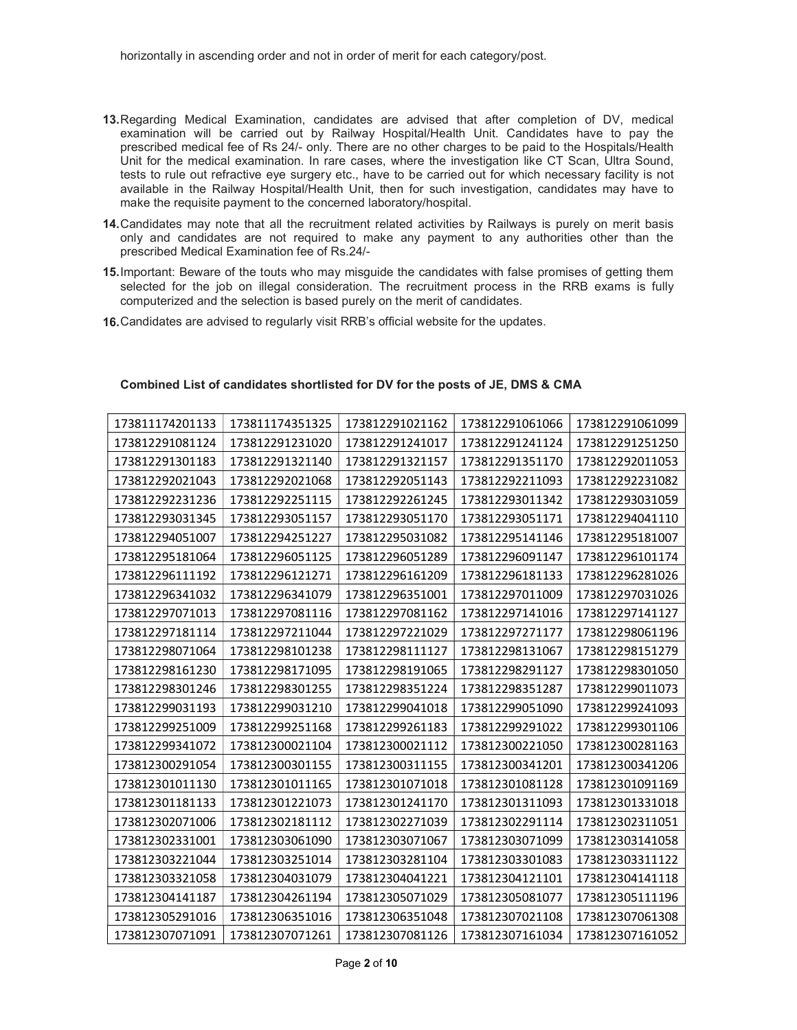horizontally in ascending order and not in order of merit for each category/post.

13. Regarding Medical Examination, candidates are advised that after completion of DV, medical examination will be carried out by Railway Hospital/Health Unit. Candidates have to pay the prescribed medical fee of Rs 24/- only. There are no other charges to be paid to the Hospitals/Health Unit for the medical examination. In rare cases, where the investigation like CT Scan, Ultra Sound, tests to rule out refractive eye surgery etc., have to be carried out for which necessary facility is not available in the Railway Hospital/Health Unit, then for such investigation, candidates may have to make the requisite payment to the concerned laboratory/hospital.

14. Candidates may note that all the recruitment related activities by Railways is purely on merit basis only and candidates are not required to make any payment to any authorities other than the prescribed Medical Examination fee of Rs.24/-

15. Important: Beware of the touts who may misguide the candidates with false promises of getting them selected for the job on illegal consideration. The recruitment process in the RRB exams is fully computerized and the selection is based purely on the merit of candidates.

16. Candidates are advised to regularly visit RRB's official website for the updates.

**Combined List of candidates shortlisted for DV for the posts of JE, DMS & CMA**

| | | | | |
|---|---|---|---|---|
| 173811174201133 | 173811174351325 | 173812291021162 | 173812291061066 | 173812291061099 |
| 173812291081124 | 173812291231020 | 173812291241017 | 173812291241124 | 173812291251250 |
| 173812291301183 | 173812291321140 | 173812291321157 | 173812291351170 | 173812292011053 |
| 173812292021043 | 173812292021068 | 173812292051143 | 173812292211093 | 173812292231082 |
| 173812292231236 | 173812292251115 | 173812292261245 | 173812293011342 | 173812293031059 |
| 173812293031345 | 173812293051157 | 173812293051170 | 173812293051171 | 173812294041110 |
| 173812294051007 | 173812294251227 | 173812295031082 | 173812295141146 | 173812295181007 |
| 173812295181064 | 173812296051125 | 173812296051289 | 173812296091147 | 173812296101174 |
| 173812296111192 | 173812296121271 | 173812296161209 | 173812296181133 | 173812296281026 |
| 173812296341032 | 173812296341079 | 173812296351001 | 173812297011009 | 173812297031026 |
| 173812297071013 | 173812297081116 | 173812297081162 | 173812297141016 | 173812297141127 |
| 173812297181114 | 173812297211044 | 173812297221029 | 173812297271177 | 173812298061196 |
| 173812298071064 | 173812298101238 | 173812298111127 | 173812298131067 | 173812298151279 |
| 173812298161230 | 173812298171095 | 173812298191065 | 173812298291127 | 173812298301050 |
| 173812298301246 | 173812298301255 | 173812298351224 | 173812298351287 | 173812299011073 |
| 173812299031193 | 173812299031210 | 173812299041018 | 173812299051090 | 173812299241093 |
| 173812299251009 | 173812299251168 | 173812299261183 | 173812299291022 | 173812299301106 |
| 173812299341072 | 173812300021104 | 173812300021112 | 173812300221050 | 173812300281163 |
| 173812300291054 | 173812300301155 | 173812300311155 | 173812300341201 | 173812300341206 |
| 173812301011130 | 173812301011165 | 173812301071018 | 173812301081128 | 173812301091169 |
| 173812301181133 | 173812301221073 | 173812301241170 | 173812301311093 | 173812301331018 |
| 173812302071006 | 173812302181112 | 173812302271039 | 173812302291114 | 173812302311051 |
| 173812302331001 | 173812303061090 | 173812303071067 | 173812303071099 | 173812303141058 |
| 173812303221044 | 173812303251014 | 173812303281104 | 173812303301083 | 173812303311122 |
| 173812303321058 | 173812304031079 | 173812304041221 | 173812304121101 | 173812304141118 |
| 173812304141187 | 173812304261194 | 173812305071029 | 173812305081077 | 173812305111196 |
| 173812305291016 | 173812306351016 | 173812306351048 | 173812307021108 | 173812307061308 |
| 173812307071091 | 173812307071261 | 173812307081126 | 173812307161034 | 173812307161052 |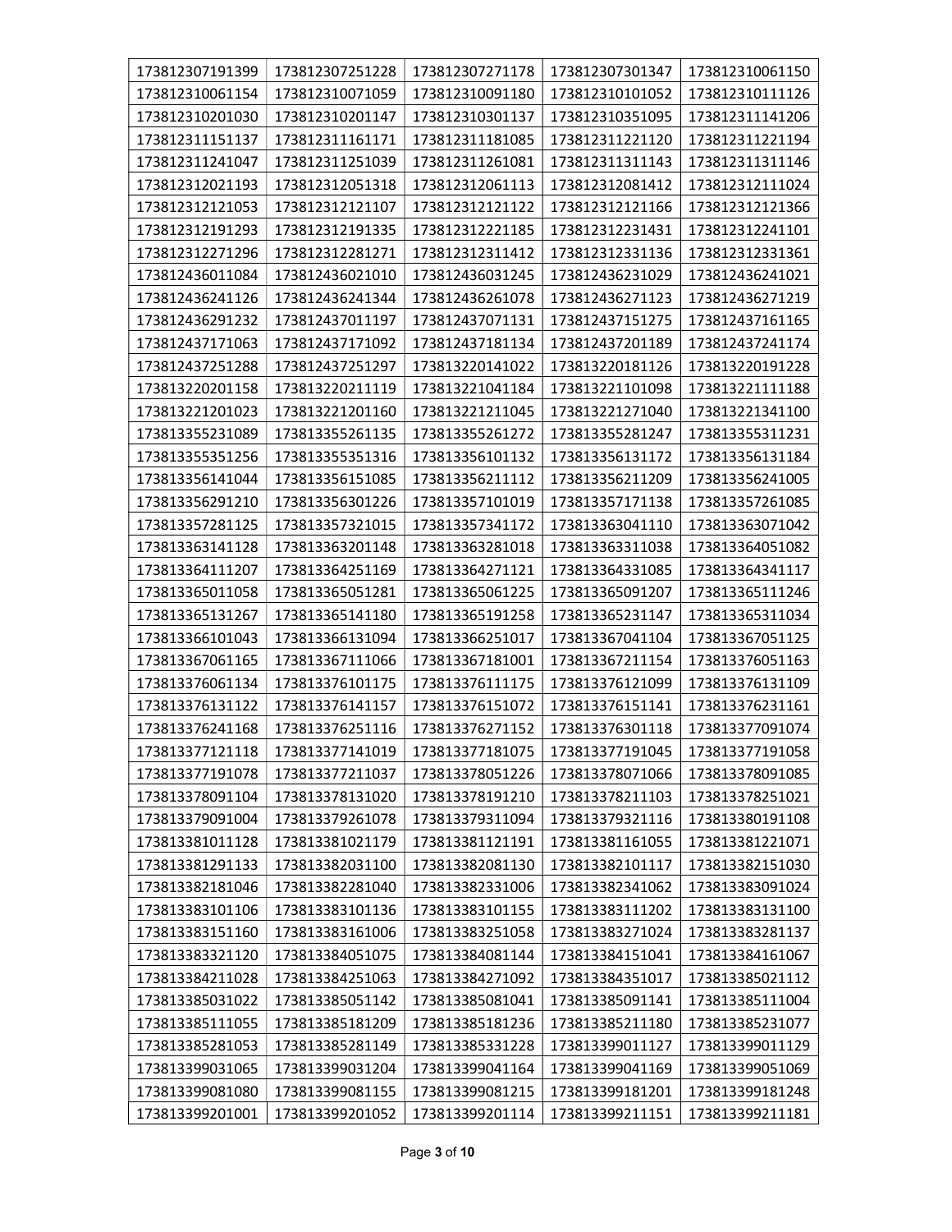| 173812307191399 | 173812307251228 | 173812307271178 | 173812307301347 | 173812310061150 |
|---|---|---|---|---|
| 173812310061154 | 173812310071059 | 173812310091180 | 173812310101052 | 173812310111126 |
| 173812310201030 | 173812310201147 | 173812310301137 | 173812310351095 | 173812311141206 |
| 173812311151137 | 173812311161171 | 173812311181085 | 173812311221120 | 173812311221194 |
| 173812311241047 | 173812311251039 | 173812311261081 | 173812311311143 | 173812311311146 |
| 173812312021193 | 173812312051318 | 173812312061113 | 173812312081412 | 173812312111024 |
| 173812312121053 | 173812312121107 | 173812312121122 | 173812312121166 | 173812312121366 |
| 173812312191293 | 173812312191335 | 173812312221185 | 173812312231431 | 173812312241101 |
| 173812312271296 | 173812312281271 | 173812312311412 | 173812312331136 | 173812312331361 |
| 173812436011084 | 173812436021010 | 173812436031245 | 173812436231029 | 173812436241021 |
| 173812436241126 | 173812436241344 | 173812436261078 | 173812436271123 | 173812436271219 |
| 173812436291232 | 173812437011197 | 173812437071131 | 173812437151275 | 173812437161165 |
| 173812437171063 | 173812437171092 | 173812437181134 | 173812437201189 | 173812437241174 |
| 173812437251288 | 173812437251297 | 173813220141022 | 173813220181126 | 173813220191228 |
| 173813220201158 | 173813220211119 | 173813221041184 | 173813221101098 | 173813221111188 |
| 173813221201023 | 173813221201160 | 173813221211045 | 173813221271040 | 173813221341100 |
| 173813355231089 | 173813355261135 | 173813355261272 | 173813355281247 | 173813355311231 |
| 173813355351256 | 173813355351316 | 173813356101132 | 173813356131172 | 173813356131184 |
| 173813356141044 | 173813356151085 | 173813356211112 | 173813356211209 | 173813356241005 |
| 173813356291210 | 173813356301226 | 173813357101019 | 173813357171138 | 173813357261085 |
| 173813357281125 | 173813357321015 | 173813357341172 | 173813363041110 | 173813363071042 |
| 173813363141128 | 173813363201148 | 173813363281018 | 173813363311038 | 173813364051082 |
| 173813364111207 | 173813364251169 | 173813364271121 | 173813364331085 | 173813364341117 |
| 173813365011058 | 173813365051281 | 173813365061225 | 173813365091207 | 173813365111246 |
| 173813365131267 | 173813365141180 | 173813365191258 | 173813365231147 | 173813365311034 |
| 173813366101043 | 173813366131094 | 173813366251017 | 173813367041104 | 173813367051125 |
| 173813367061165 | 173813367111066 | 173813367181001 | 173813367211154 | 173813376051163 |
| 173813376061134 | 173813376101175 | 173813376111175 | 173813376121099 | 173813376131109 |
| 173813376131122 | 173813376141157 | 173813376151072 | 173813376151141 | 173813376231161 |
| 173813376241168 | 173813376251116 | 173813376271152 | 173813376301118 | 173813377091074 |
| 173813377121118 | 173813377141019 | 173813377181075 | 173813377191045 | 173813377191058 |
| 173813377191078 | 173813377211037 | 173813378051226 | 173813378071066 | 173813378091085 |
| 173813378091104 | 173813378131020 | 173813378191210 | 173813378211103 | 173813378251021 |
| 173813379091004 | 173813379261078 | 173813379311094 | 173813379321116 | 173813380191108 |
| 173813381011128 | 173813381021179 | 173813381121191 | 173813381161055 | 173813381221071 |
| 173813381291133 | 173813382031100 | 173813382081130 | 173813382101117 | 173813382151030 |
| 173813382181046 | 173813382281040 | 173813382331006 | 173813382341062 | 173813383091024 |
| 173813383101106 | 173813383101136 | 173813383101155 | 173813383111202 | 173813383131100 |
| 173813383151160 | 173813383161006 | 173813383251058 | 173813383271024 | 173813383281137 |
| 173813383321120 | 173813384051075 | 173813384081144 | 173813384151041 | 173813384161067 |
| 173813384211028 | 173813384251063 | 173813384271092 | 173813384351017 | 173813385021112 |
| 173813385031022 | 173813385051142 | 173813385081041 | 173813385091141 | 173813385111004 |
| 173813385111055 | 173813385181209 | 173813385181236 | 173813385211180 | 173813385231077 |
| 173813385281053 | 173813385281149 | 173813385331228 | 173813399011127 | 173813399011129 |
| 173813399031065 | 173813399031204 | 173813399041164 | 173813399041169 | 173813399051069 |
| 173813399081080 | 173813399081155 | 173813399081215 | 173813399181201 | 173813399181248 |
| 173813399201001 | 173813399201052 | 173813399201114 | 173813399211151 | 173813399211181 |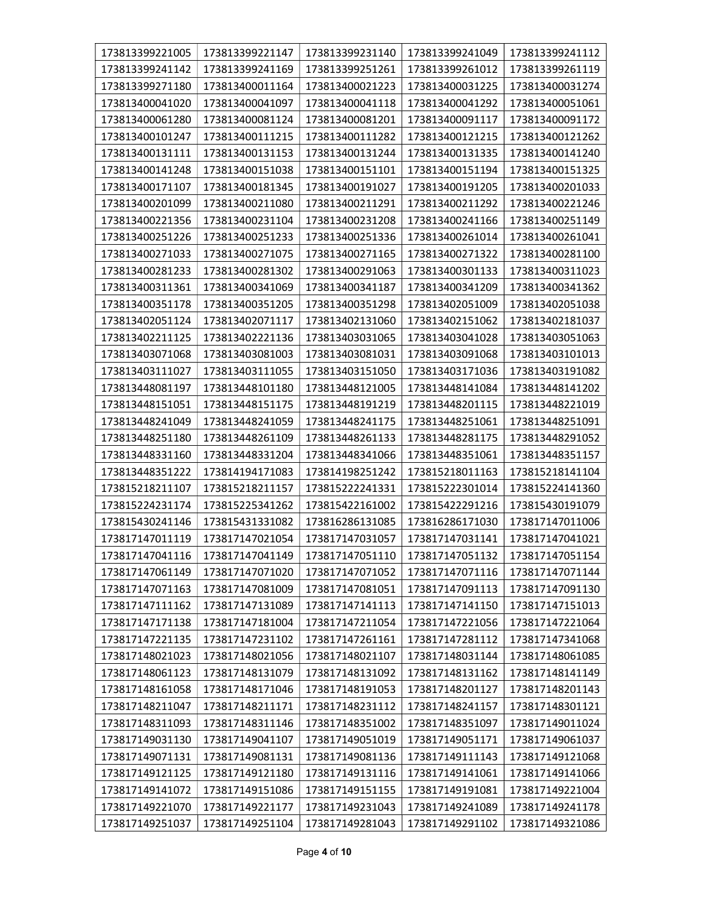| 173813399221005 | 173813399221147 | 173813399231140 | 173813399241049 | 173813399241112 |
|---|---|---|---|---|
| 173813399241142 | 173813399241169 | 173813399251261 | 173813399261012 | 173813399261119 |
| 173813399271180 | 173813400011164 | 173813400021223 | 173813400031225 | 173813400031274 |
| 173813400041020 | 173813400041097 | 173813400041118 | 173813400041292 | 173813400051061 |
| 173813400061280 | 173813400081124 | 173813400081201 | 173813400091117 | 173813400091172 |
| 173813400101247 | 173813400111215 | 173813400111282 | 173813400121215 | 173813400121262 |
| 173813400131111 | 173813400131153 | 173813400131244 | 173813400131335 | 173813400141240 |
| 173813400141248 | 173813400151038 | 173813400151101 | 173813400151194 | 173813400151325 |
| 173813400171107 | 173813400181345 | 173813400191027 | 173813400191205 | 173813400201033 |
| 173813400201099 | 173813400211080 | 173813400211291 | 173813400211292 | 173813400221246 |
| 173813400221356 | 173813400231104 | 173813400231208 | 173813400241166 | 173813400251149 |
| 173813400251226 | 173813400251233 | 173813400251336 | 173813400261014 | 173813400261041 |
| 173813400271033 | 173813400271075 | 173813400271165 | 173813400271322 | 173813400281100 |
| 173813400281233 | 173813400281302 | 173813400291063 | 173813400301133 | 173813400311023 |
| 173813400311361 | 173813400341069 | 173813400341187 | 173813400341209 | 173813400341362 |
| 173813400351178 | 173813400351205 | 173813400351298 | 173813402051009 | 173813402051038 |
| 173813402051124 | 173813402071117 | 173813402131060 | 173813402151062 | 173813402181037 |
| 173813402211125 | 173813402221136 | 173813403031065 | 173813403041028 | 173813403051063 |
| 173813403071068 | 173813403081003 | 173813403081031 | 173813403091068 | 173813403101013 |
| 173813403111027 | 173813403111055 | 173813403151050 | 173813403171036 | 173813403191082 |
| 173813448081197 | 173813448101180 | 173813448121005 | 173813448141084 | 173813448141202 |
| 173813448151051 | 173813448151175 | 173813448191219 | 173813448201115 | 173813448221019 |
| 173813448241049 | 173813448241059 | 173813448241175 | 173813448251061 | 173813448251091 |
| 173813448251180 | 173813448261109 | 173813448261133 | 173813448281175 | 173813448291052 |
| 173813448331160 | 173813448331204 | 173813448341066 | 173813448351061 | 173813448351157 |
| 173813448351222 | 173814194171083 | 173814198251242 | 173815218011163 | 173815218141104 |
| 173815218211107 | 173815218211157 | 173815222241331 | 173815222301014 | 173815224141360 |
| 173815224231174 | 173815225341262 | 173815422161002 | 173815422291216 | 173815430191079 |
| 173815430241146 | 173815431331082 | 173816286131085 | 173816286171030 | 173817147011006 |
| 173817147011119 | 173817147021054 | 173817147031057 | 173817147031141 | 173817147041021 |
| 173817147041116 | 173817147041149 | 173817147051110 | 173817147051132 | 173817147051154 |
| 173817147061149 | 173817147071020 | 173817147071052 | 173817147071116 | 173817147071144 |
| 173817147071163 | 173817147081009 | 173817147081051 | 173817147091113 | 173817147091130 |
| 173817147111162 | 173817147131089 | 173817147141113 | 173817147141150 | 173817147151013 |
| 173817147171138 | 173817147181004 | 173817147211054 | 173817147221056 | 173817147221064 |
| 173817147221135 | 173817147231102 | 173817147261161 | 173817147281112 | 173817147341068 |
| 173817148021023 | 173817148021056 | 173817148021107 | 173817148031144 | 173817148061085 |
| 173817148061123 | 173817148131079 | 173817148131092 | 173817148131162 | 173817148141149 |
| 173817148161058 | 173817148171046 | 173817148191053 | 173817148201127 | 173817148201143 |
| 173817148211047 | 173817148211171 | 173817148231112 | 173817148241157 | 173817148301121 |
| 173817148311093 | 173817148311146 | 173817148351002 | 173817148351097 | 173817149011024 |
| 173817149031130 | 173817149041107 | 173817149051019 | 173817149051171 | 173817149061037 |
| 173817149071131 | 173817149081131 | 173817149081136 | 173817149111143 | 173817149121068 |
| 173817149121125 | 173817149121180 | 173817149131116 | 173817149141061 | 173817149141066 |
| 173817149141072 | 173817149151086 | 173817149151155 | 173817149191081 | 173817149221004 |
| 173817149221070 | 173817149221177 | 173817149231043 | 173817149241089 | 173817149241178 |
| 173817149251037 | 173817149251104 | 173817149281043 | 173817149291102 | 173817149321086 |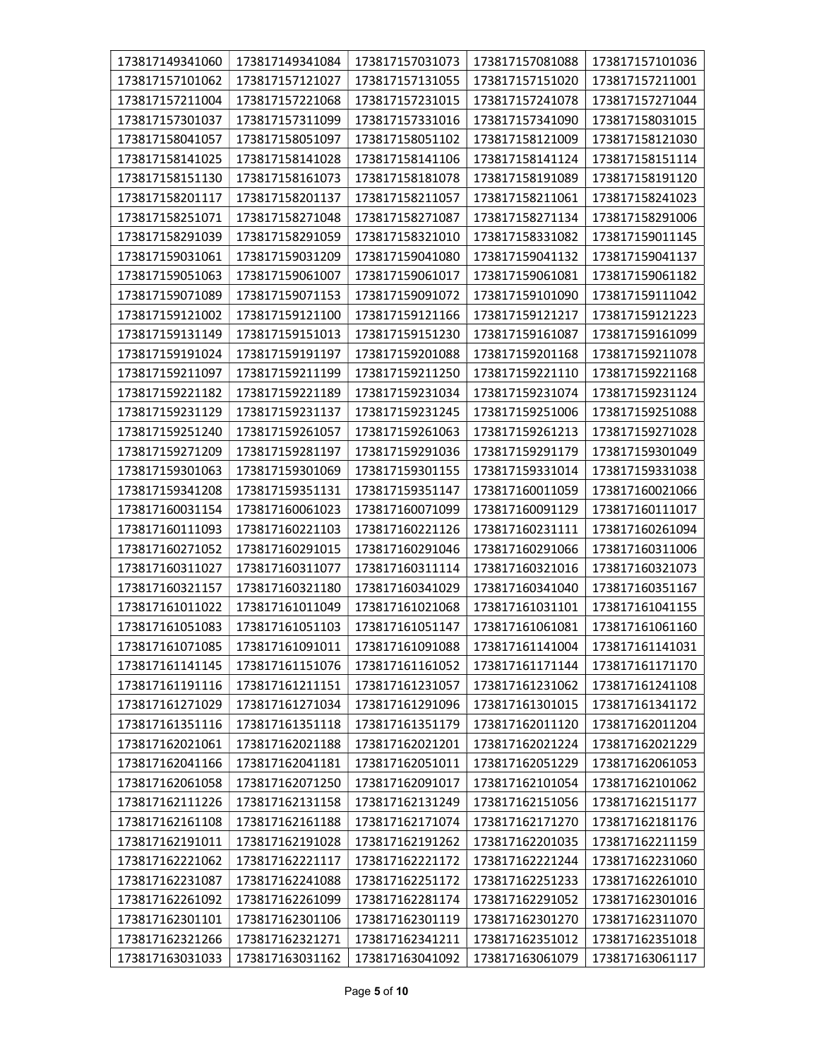| 173817149341060 | 173817149341084 | 173817157031073 | 173817157081088 | 173817157101036 |
|---|---|---|---|---|
| 173817157101062 | 173817157121027 | 173817157131055 | 173817157151020 | 173817157211001 |
| 173817157211004 | 173817157221068 | 173817157231015 | 173817157241078 | 173817157271044 |
| 173817157301037 | 173817157311099 | 173817157331016 | 173817157341090 | 173817158031015 |
| 173817158041057 | 173817158051097 | 173817158051102 | 173817158121009 | 173817158121030 |
| 173817158141025 | 173817158141028 | 173817158141106 | 173817158141124 | 173817158151114 |
| 173817158151130 | 173817158161073 | 173817158181078 | 173817158191089 | 173817158191120 |
| 173817158201117 | 173817158201137 | 173817158211057 | 173817158211061 | 173817158241023 |
| 173817158251071 | 173817158271048 | 173817158271087 | 173817158271134 | 173817158291006 |
| 173817158291039 | 173817158291059 | 173817158321010 | 173817158331082 | 173817159011145 |
| 173817159031061 | 173817159031209 | 173817159041080 | 173817159041132 | 173817159041137 |
| 173817159051063 | 173817159061007 | 173817159061017 | 173817159061081 | 173817159061182 |
| 173817159071089 | 173817159071153 | 173817159091072 | 173817159101090 | 173817159111042 |
| 173817159121002 | 173817159121100 | 173817159121166 | 173817159121217 | 173817159121223 |
| 173817159131149 | 173817159151013 | 173817159151230 | 173817159161087 | 173817159161099 |
| 173817159191024 | 173817159191197 | 173817159201088 | 173817159201168 | 173817159211078 |
| 173817159211097 | 173817159211199 | 173817159211250 | 173817159221110 | 173817159221168 |
| 173817159221182 | 173817159221189 | 173817159231034 | 173817159231074 | 173817159231124 |
| 173817159231129 | 173817159231137 | 173817159231245 | 173817159251006 | 173817159251088 |
| 173817159251240 | 173817159261057 | 173817159261063 | 173817159261213 | 173817159271028 |
| 173817159271209 | 173817159281197 | 173817159291036 | 173817159291179 | 173817159301049 |
| 173817159301063 | 173817159301069 | 173817159301155 | 173817159331014 | 173817159331038 |
| 173817159341208 | 173817159351131 | 173817159351147 | 173817160011059 | 173817160021066 |
| 173817160031154 | 173817160061023 | 173817160071099 | 173817160091129 | 173817160111017 |
| 173817160111093 | 173817160221103 | 173817160221126 | 173817160231111 | 173817160261094 |
| 173817160271052 | 173817160291015 | 173817160291046 | 173817160291066 | 173817160311006 |
| 173817160311027 | 173817160311077 | 173817160311114 | 173817160321016 | 173817160321073 |
| 173817160321157 | 173817160321180 | 173817160341029 | 173817160341040 | 173817160351167 |
| 173817161011022 | 173817161011049 | 173817161021068 | 173817161031101 | 173817161041155 |
| 173817161051083 | 173817161051103 | 173817161051147 | 173817161061081 | 173817161061160 |
| 173817161071085 | 173817161091011 | 173817161091088 | 173817161141004 | 173817161141031 |
| 173817161141145 | 173817161151076 | 173817161161052 | 173817161171144 | 173817161171170 |
| 173817161191116 | 173817161211151 | 173817161231057 | 173817161231062 | 173817161241108 |
| 173817161271029 | 173817161271034 | 173817161291096 | 173817161301015 | 173817161341172 |
| 173817161351116 | 173817161351118 | 173817161351179 | 173817162011120 | 173817162011204 |
| 173817162021061 | 173817162021188 | 173817162021201 | 173817162021224 | 173817162021229 |
| 173817162041166 | 173817162041181 | 173817162051011 | 173817162051229 | 173817162061053 |
| 173817162061058 | 173817162071250 | 173817162091017 | 173817162101054 | 173817162101062 |
| 173817162111226 | 173817162131158 | 173817162131249 | 173817162151056 | 173817162151177 |
| 173817162161108 | 173817162161188 | 173817162171074 | 173817162171270 | 173817162181176 |
| 173817162191011 | 173817162191028 | 173817162191262 | 173817162201035 | 173817162211159 |
| 173817162221062 | 173817162221117 | 173817162221172 | 173817162221244 | 173817162231060 |
| 173817162231087 | 173817162241088 | 173817162251172 | 173817162251233 | 173817162261010 |
| 173817162261092 | 173817162261099 | 173817162281174 | 173817162291052 | 173817162301016 |
| 173817162301101 | 173817162301106 | 173817162301119 | 173817162301270 | 173817162311070 |
| 173817162321266 | 173817162321271 | 173817162341211 | 173817162351012 | 173817162351018 |
| 173817163031033 | 173817163031162 | 173817163041092 | 173817163061079 | 173817163061117 |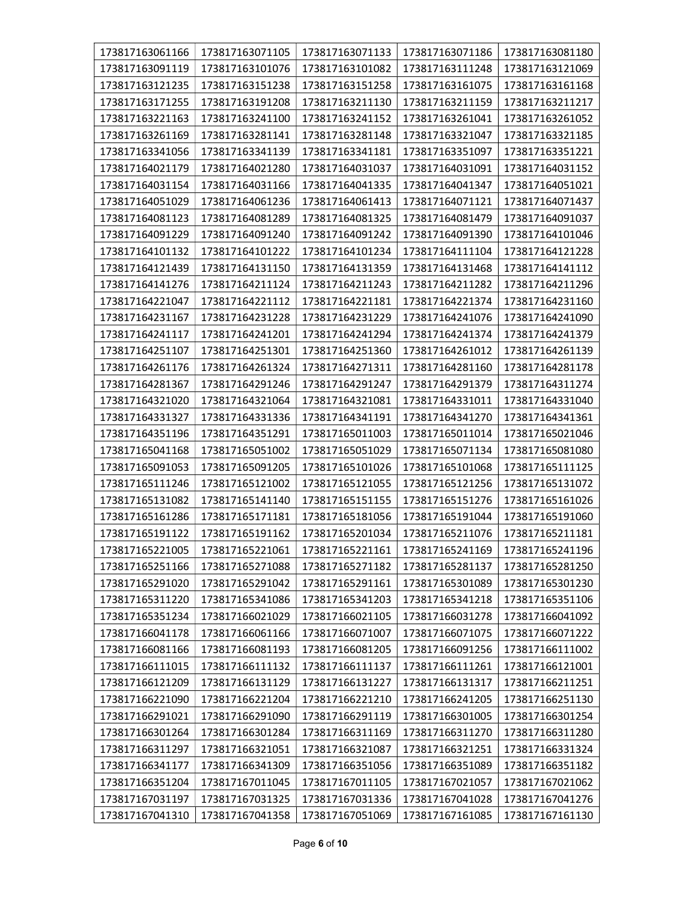| 173817163061166 | 173817163071105 | 173817163071133 | 173817163071186 | 173817163081180 |
|---|---|---|---|---|
| 173817163091119 | 173817163101076 | 173817163101082 | 173817163111248 | 173817163121069 |
| 173817163121235 | 173817163151238 | 173817163151258 | 173817163161075 | 173817163161168 |
| 173817163171255 | 173817163191208 | 173817163211130 | 173817163211159 | 173817163211217 |
| 173817163221163 | 173817163241100 | 173817163241152 | 173817163261041 | 173817163261052 |
| 173817163261169 | 173817163281141 | 173817163281148 | 173817163321047 | 173817163321185 |
| 173817163341056 | 173817163341139 | 173817163341181 | 173817163351097 | 173817163351221 |
| 173817164021179 | 173817164021280 | 173817164031037 | 173817164031091 | 173817164031152 |
| 173817164031154 | 173817164031166 | 173817164041335 | 173817164041347 | 173817164051021 |
| 173817164051029 | 173817164061236 | 173817164061413 | 173817164071121 | 173817164071437 |
| 173817164081123 | 173817164081289 | 173817164081325 | 173817164081479 | 173817164091037 |
| 173817164091229 | 173817164091240 | 173817164091242 | 173817164091390 | 173817164101046 |
| 173817164101132 | 173817164101222 | 173817164101234 | 173817164111104 | 173817164121228 |
| 173817164121439 | 173817164131150 | 173817164131359 | 173817164131468 | 173817164141112 |
| 173817164141276 | 173817164211124 | 173817164211243 | 173817164211282 | 173817164211296 |
| 173817164221047 | 173817164221112 | 173817164221181 | 173817164221374 | 173817164231160 |
| 173817164231167 | 173817164231228 | 173817164231229 | 173817164241076 | 173817164241090 |
| 173817164241117 | 173817164241201 | 173817164241294 | 173817164241374 | 173817164241379 |
| 173817164251107 | 173817164251301 | 173817164251360 | 173817164261012 | 173817164261139 |
| 173817164261176 | 173817164261324 | 173817164271311 | 173817164281160 | 173817164281178 |
| 173817164281367 | 173817164291246 | 173817164291247 | 173817164291379 | 173817164311274 |
| 173817164321020 | 173817164321064 | 173817164321081 | 173817164331011 | 173817164331040 |
| 173817164331327 | 173817164331336 | 173817164341191 | 173817164341270 | 173817164341361 |
| 173817164351196 | 173817164351291 | 173817165011003 | 173817165011014 | 173817165021046 |
| 173817165041168 | 173817165051002 | 173817165051029 | 173817165071134 | 173817165081080 |
| 173817165091053 | 173817165091205 | 173817165101026 | 173817165101068 | 173817165111125 |
| 173817165111246 | 173817165121002 | 173817165121055 | 173817165121256 | 173817165131072 |
| 173817165131082 | 173817165141140 | 173817165151155 | 173817165151276 | 173817165161026 |
| 173817165161286 | 173817165171181 | 173817165181056 | 173817165191044 | 173817165191060 |
| 173817165191122 | 173817165191162 | 173817165201034 | 173817165211076 | 173817165211181 |
| 173817165221005 | 173817165221061 | 173817165221161 | 173817165241169 | 173817165241196 |
| 173817165251166 | 173817165271088 | 173817165271182 | 173817165281137 | 173817165281250 |
| 173817165291020 | 173817165291042 | 173817165291161 | 173817165301089 | 173817165301230 |
| 173817165311220 | 173817165341086 | 173817165341203 | 173817165341218 | 173817165351106 |
| 173817165351234 | 173817166021029 | 173817166021105 | 173817166031278 | 173817166041092 |
| 173817166041178 | 173817166061166 | 173817166071007 | 173817166071075 | 173817166071222 |
| 173817166081166 | 173817166081193 | 173817166081205 | 173817166091256 | 173817166111002 |
| 173817166111015 | 173817166111132 | 173817166111137 | 173817166111261 | 173817166121001 |
| 173817166121209 | 173817166131129 | 173817166131227 | 173817166131317 | 173817166211251 |
| 173817166221090 | 173817166221204 | 173817166221210 | 173817166241205 | 173817166251130 |
| 173817166291021 | 173817166291090 | 173817166291119 | 173817166301005 | 173817166301254 |
| 173817166301264 | 173817166301284 | 173817166311169 | 173817166311270 | 173817166311280 |
| 173817166311297 | 173817166321051 | 173817166321087 | 173817166321251 | 173817166331324 |
| 173817166341177 | 173817166341309 | 173817166351056 | 173817166351089 | 173817166351182 |
| 173817166351204 | 173817167011045 | 173817167011105 | 173817167021057 | 173817167021062 |
| 173817167031197 | 173817167031325 | 173817167031336 | 173817167041028 | 173817167041276 |
| 173817167041310 | 173817167041358 | 173817167051069 | 173817167161085 | 173817167161130 |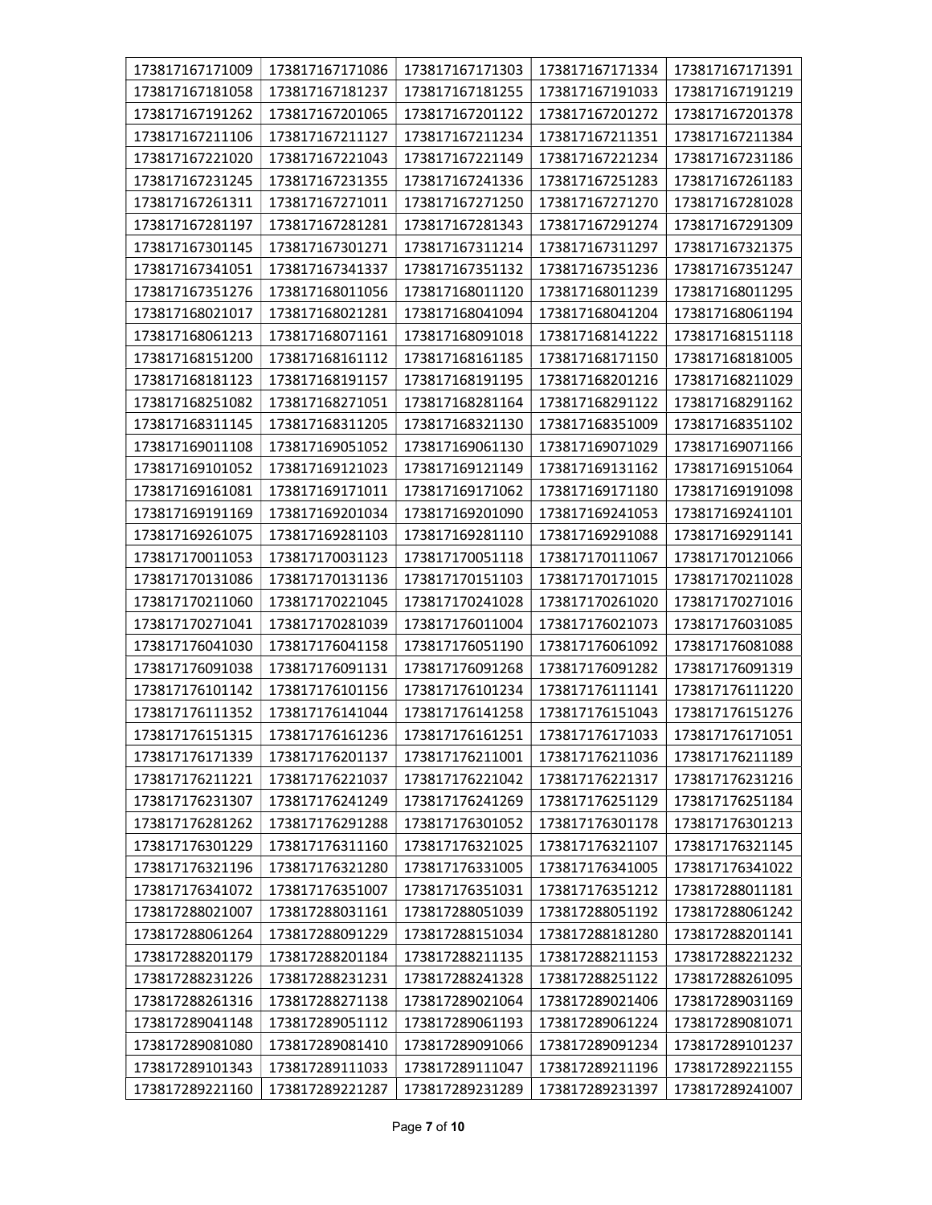| 173817167171009 | 173817167171086 | 173817167171303 | 173817167171334 | 173817167171391 |
|---|---|---|---|---|
| 173817167181058 | 173817167181237 | 173817167181255 | 173817167191033 | 173817167191219 |
| 173817167191262 | 173817167201065 | 173817167201122 | 173817167201272 | 173817167201378 |
| 173817167211106 | 173817167211127 | 173817167211234 | 173817167211351 | 173817167211384 |
| 173817167221020 | 173817167221043 | 173817167221149 | 173817167221234 | 173817167231186 |
| 173817167231245 | 173817167231355 | 173817167241336 | 173817167251283 | 173817167261183 |
| 173817167261311 | 173817167271011 | 173817167271250 | 173817167271270 | 173817167281028 |
| 173817167281197 | 173817167281281 | 173817167281343 | 173817167291274 | 173817167291309 |
| 173817167301145 | 173817167301271 | 173817167311214 | 173817167311297 | 173817167321375 |
| 173817167341051 | 173817167341337 | 173817167351132 | 173817167351236 | 173817167351247 |
| 173817167351276 | 173817168011056 | 173817168011120 | 173817168011239 | 173817168011295 |
| 173817168021017 | 173817168021281 | 173817168041094 | 173817168041204 | 173817168061194 |
| 173817168061213 | 173817168071161 | 173817168091018 | 173817168141222 | 173817168151118 |
| 173817168151200 | 173817168161112 | 173817168161185 | 173817168171150 | 173817168181005 |
| 173817168181123 | 173817168191157 | 173817168191195 | 173817168201216 | 173817168211029 |
| 173817168251082 | 173817168271051 | 173817168281164 | 173817168291122 | 173817168291162 |
| 173817168311145 | 173817168311205 | 173817168321130 | 173817168351009 | 173817168351102 |
| 173817169011108 | 173817169051052 | 173817169061130 | 173817169071029 | 173817169071166 |
| 173817169101052 | 173817169121023 | 173817169121149 | 173817169131162 | 173817169151064 |
| 173817169161081 | 173817169171011 | 173817169171062 | 173817169171180 | 173817169191098 |
| 173817169191169 | 173817169201034 | 173817169201090 | 173817169241053 | 173817169241101 |
| 173817169261075 | 173817169281103 | 173817169281110 | 173817169291088 | 173817169291141 |
| 173817170011053 | 173817170031123 | 173817170051118 | 173817170111067 | 173817170121066 |
| 173817170131086 | 173817170131136 | 173817170151103 | 173817170171015 | 173817170211028 |
| 173817170211060 | 173817170221045 | 173817170241028 | 173817170261020 | 173817170271016 |
| 173817170271041 | 173817170281039 | 173817176011004 | 173817176021073 | 173817176031085 |
| 173817176041030 | 173817176041158 | 173817176051190 | 173817176061092 | 173817176081088 |
| 173817176091038 | 173817176091131 | 173817176091268 | 173817176091282 | 173817176091319 |
| 173817176101142 | 173817176101156 | 173817176101234 | 173817176111141 | 173817176111220 |
| 173817176111352 | 173817176141044 | 173817176141258 | 173817176151043 | 173817176151276 |
| 173817176151315 | 173817176161236 | 173817176161251 | 173817176171033 | 173817176171051 |
| 173817176171339 | 173817176201137 | 173817176211001 | 173817176211036 | 173817176211189 |
| 173817176211221 | 173817176221037 | 173817176221042 | 173817176221317 | 173817176231216 |
| 173817176231307 | 173817176241249 | 173817176241269 | 173817176251129 | 173817176251184 |
| 173817176281262 | 173817176291288 | 173817176301052 | 173817176301178 | 173817176301213 |
| 173817176301229 | 173817176311160 | 173817176321025 | 173817176321107 | 173817176321145 |
| 173817176321196 | 173817176321280 | 173817176331005 | 173817176341005 | 173817176341022 |
| 173817176341072 | 173817176351007 | 173817176351031 | 173817176351212 | 173817288011181 |
| 173817288021007 | 173817288031161 | 173817288051039 | 173817288051192 | 173817288061242 |
| 173817288061264 | 173817288091229 | 173817288151034 | 173817288181280 | 173817288201141 |
| 173817288201179 | 173817288201184 | 173817288211135 | 173817288211153 | 173817288221232 |
| 173817288231226 | 173817288231231 | 173817288241328 | 173817288251122 | 173817288261095 |
| 173817288261316 | 173817288271138 | 173817289021064 | 173817289021406 | 173817289031169 |
| 173817289041148 | 173817289051112 | 173817289061193 | 173817289061224 | 173817289081071 |
| 173817289081080 | 173817289081410 | 173817289091066 | 173817289091234 | 173817289101237 |
| 173817289101343 | 173817289111033 | 173817289111047 | 173817289211196 | 173817289221155 |
| 173817289221160 | 173817289221287 | 173817289231289 | 173817289231397 | 173817289241007 |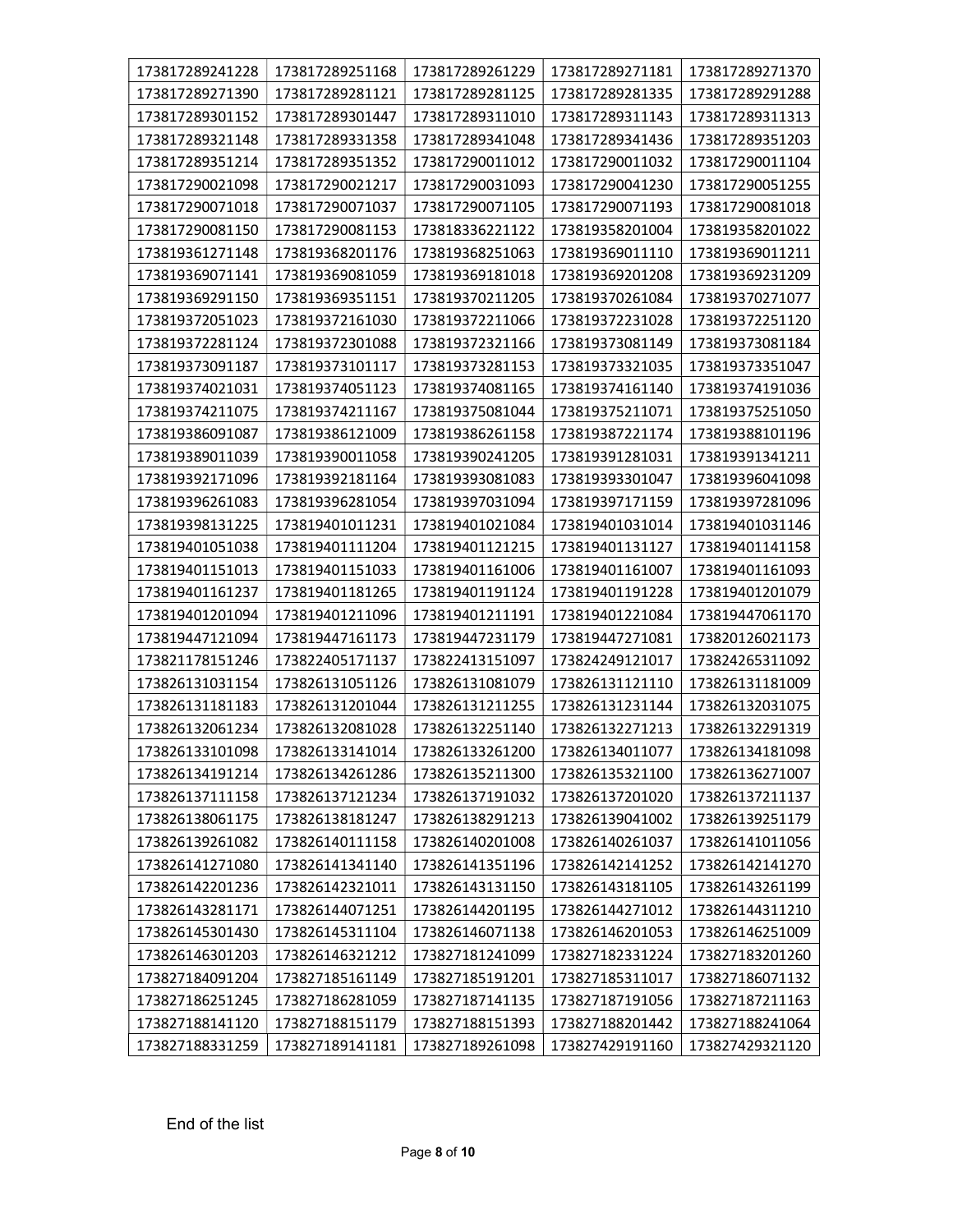| 173817289241228 | 173817289251168 | 173817289261229 | 173817289271181 | 173817289271370 |
|---|---|---|---|---|
| 173817289271390 | 173817289281121 | 173817289281125 | 173817289281335 | 173817289291288 |
| 173817289301152 | 173817289301447 | 173817289311010 | 173817289311143 | 173817289311313 |
| 173817289321148 | 173817289331358 | 173817289341048 | 173817289341436 | 173817289351203 |
| 173817289351214 | 173817289351352 | 173817290011012 | 173817290011032 | 173817290011104 |
| 173817290021098 | 173817290021217 | 173817290031093 | 173817290041230 | 173817290051255 |
| 173817290071018 | 173817290071037 | 173817290071105 | 173817290071193 | 173817290081018 |
| 173817290081150 | 173817290081153 | 173818336221122 | 173819358201004 | 173819358201022 |
| 173819361271148 | 173819368201176 | 173819368251063 | 173819369011110 | 173819369011211 |
| 173819369071141 | 173819369081059 | 173819369181018 | 173819369201208 | 173819369231209 |
| 173819369291150 | 173819369351151 | 173819370211205 | 173819370261084 | 173819370271077 |
| 173819372051023 | 173819372161030 | 173819372211066 | 173819372231028 | 173819372251120 |
| 173819372281124 | 173819372301088 | 173819372321166 | 173819373081149 | 173819373081184 |
| 173819373091187 | 173819373101117 | 173819373281153 | 173819373321035 | 173819373351047 |
| 173819374021031 | 173819374051123 | 173819374081165 | 173819374161140 | 173819374191036 |
| 173819374211075 | 173819374211167 | 173819375081044 | 173819375211071 | 173819375251050 |
| 173819386091087 | 173819386121009 | 173819386261158 | 173819387221174 | 173819388101196 |
| 173819389011039 | 173819390011058 | 173819390241205 | 173819391281031 | 173819391341211 |
| 173819392171096 | 173819392181164 | 173819393081083 | 173819393301047 | 173819396041098 |
| 173819396261083 | 173819396281054 | 173819397031094 | 173819397171159 | 173819397281096 |
| 173819398131225 | 173819401011231 | 173819401021084 | 173819401031014 | 173819401031146 |
| 173819401051038 | 173819401111204 | 173819401121215 | 173819401131127 | 173819401141158 |
| 173819401151013 | 173819401151033 | 173819401161006 | 173819401161007 | 173819401161093 |
| 173819401161237 | 173819401181265 | 173819401191124 | 173819401191228 | 173819401201079 |
| 173819401201094 | 173819401211096 | 173819401211191 | 173819401221084 | 173819447061170 |
| 173819447121094 | 173819447161173 | 173819447231179 | 173819447271081 | 173820126021173 |
| 173821178151246 | 173822405171137 | 173822413151097 | 173824249121017 | 173824265311092 |
| 173826131031154 | 173826131051126 | 173826131081079 | 173826131121110 | 173826131181009 |
| 173826131181183 | 173826131201044 | 173826131211255 | 173826131231144 | 173826132031075 |
| 173826132061234 | 173826132081028 | 173826132251140 | 173826132271213 | 173826132291319 |
| 173826133101098 | 173826133141014 | 173826133261200 | 173826134011077 | 173826134181098 |
| 173826134191214 | 173826134261286 | 173826135211300 | 173826135321100 | 173826136271007 |
| 173826137111158 | 173826137121234 | 173826137191032 | 173826137201020 | 173826137211137 |
| 173826138061175 | 173826138181247 | 173826138291213 | 173826139041002 | 173826139251179 |
| 173826139261082 | 173826140111158 | 173826140201008 | 173826140261037 | 173826141011056 |
| 173826141271080 | 173826141341140 | 173826141351196 | 173826142141252 | 173826142141270 |
| 173826142201236 | 173826142321011 | 173826143131150 | 173826143181105 | 173826143261199 |
| 173826143281171 | 173826144071251 | 173826144201195 | 173826144271012 | 173826144311210 |
| 173826145301430 | 173826145311104 | 173826146071138 | 173826146201053 | 173826146251009 |
| 173826146301203 | 173826146321212 | 173827181241099 | 173827182331224 | 173827183201260 |
| 173827184091204 | 173827185161149 | 173827185191201 | 173827185311017 | 173827186071132 |
| 173827186251245 | 173827186281059 | 173827187141135 | 173827187191056 | 173827187211163 |
| 173827188141120 | 173827188151179 | 173827188151393 | 173827188201442 | 173827188241064 |
| 173827188331259 | 173827189141181 | 173827189261098 | 173827429191160 | 173827429321120 |

End of the list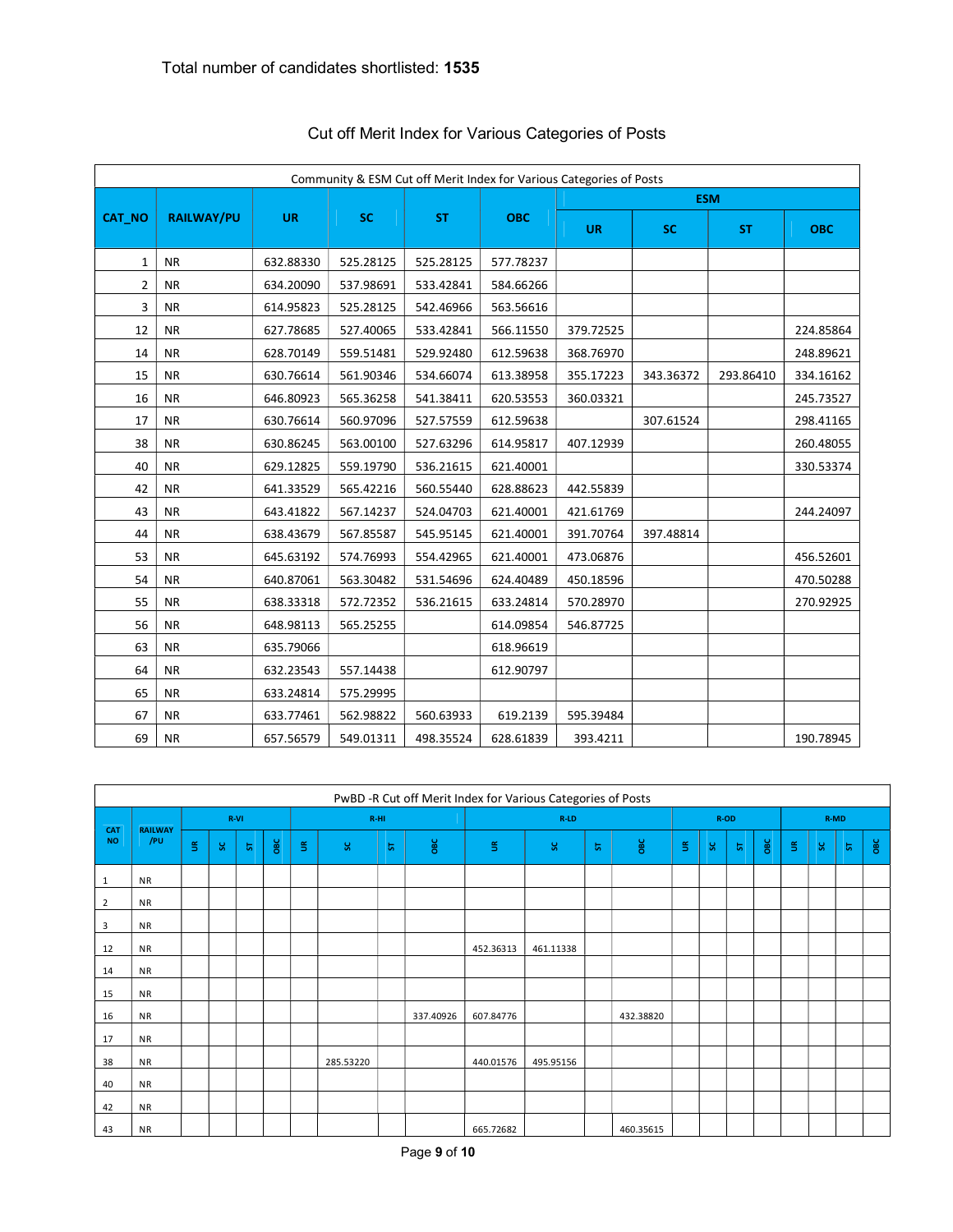Total number of candidates shortlisted: **1535**

## Cut off Merit Index for Various Categories of Posts

| Community & ESM Cut off Merit Index for Various Categories of Posts | | | | | | | | | |
|---|---|---|---|---|---|---|---|---|---|
| CAT_NO | RAILWAY/PU | UR | SC | ST | OBC | ESM | | | |
| | | | | | | UR | SC | ST | OBC |
| 1 | NR | 632.88330 | 525.28125 | 525.28125 | 577.78237 | | | | |
| 2 | NR | 634.20090 | 537.98691 | 533.42841 | 584.66266 | | | | |
| 3 | NR | 614.95823 | 525.28125 | 542.46966 | 563.56616 | | | | |
| 12 | NR | 627.78685 | 527.40065 | 533.42841 | 566.11550 | 379.72525 | | | 224.85864 |
| 14 | NR | 628.70149 | 559.51481 | 529.92480 | 612.59638 | 368.76970 | | | 248.89621 |
| 15 | NR | 630.76614 | 561.90346 | 534.66074 | 613.38958 | 355.17223 | 343.36372 | 293.86410 | 334.16162 |
| 16 | NR | 646.80923 | 565.36258 | 541.38411 | 620.53553 | 360.03321 | | | 245.73527 |
| 17 | NR | 630.76614 | 560.97096 | 527.57559 | 612.59638 | | 307.61524 | | 298.41165 |
| 38 | NR | 630.86245 | 563.00100 | 527.63296 | 614.95817 | 407.12939 | | | 260.48055 |
| 40 | NR | 629.12825 | 559.19790 | 536.21615 | 621.40001 | | | | 330.53374 |
| 42 | NR | 641.33529 | 565.42216 | 560.55440 | 628.88623 | 442.55839 | | | |
| 43 | NR | 643.41822 | 567.14237 | 524.04703 | 621.40001 | 421.61769 | | | 244.24097 |
| 44 | NR | 638.43679 | 567.85587 | 545.95145 | 621.40001 | 391.70764 | 397.48814 | | |
| 53 | NR | 645.63192 | 574.76993 | 554.42965 | 621.40001 | 473.06876 | | | 456.52601 |
| 54 | NR | 640.87061 | 563.30482 | 531.54696 | 624.40489 | 450.18596 | | | 470.50288 |
| 55 | NR | 638.33318 | 572.72352 | 536.21615 | 633.24814 | 570.28970 | | | 270.92925 |
| 56 | NR | 648.98113 | 565.25255 | | 614.09854 | 546.87725 | | | |
| 63 | NR | 635.79066 | | | 618.96619 | | | | |
| 64 | NR | 632.23543 | 557.14438 | | 612.90797 | | | | |
| 65 | NR | 633.24814 | 575.29995 | | | | | | |
| 67 | NR | 633.77461 | 562.98822 | 560.63933 | 619.2139 | 595.39484 | | | |
| 69 | NR | 657.56579 | 549.01311 | 498.35524 | 628.61839 | 393.4211 | | | 190.78945 |

| PwBD -R Cut off Merit Index for Various Categories of Posts | | | | | | | | | | | | | | | | | | | | | |
|---|---|---|---|---|---|---|---|---|---|---|---|---|---|---|---|---|---|---|---|---|---|
| CAT NO | RAILWAY /PU | R-VI | | | | R-HI | | | | R-LD | | | | R-OD | | | | R-MD | | | |
| | | UR | SC | ST | OBC | UR | SC | ST | OBC | UR | SC | ST | OBC | UR | SC | ST | OBC | UR | SC | ST | OBC |
| 1 | NR | | | | | | | | | | | | | | | | | | | | |
| 2 | NR | | | | | | | | | | | | | | | | | | | | |
| 3 | NR | | | | | | | | | | | | | | | | | | | | |
| 12 | NR | | | | | | | | | 452.36313 | 461.11338 | | | | | | | | | | |
| 14 | NR | | | | | | | | | | | | | | | | | | | | |
| 15 | NR | | | | | | | | | | | | | | | | | | | | |
| 16 | NR | | | | | | | | 337.40926 | 607.84776 | | | 432.38820 | | | | | | | | |
| 17 | NR | | | | | | | | | | | | | | | | | | | | |
| 38 | NR | | | | | | 285.53220 | | | 440.01576 | 495.95156 | | | | | | | | | | |
| 40 | NR | | | | | | | | | | | | | | | | | | | | |
| 42 | NR | | | | | | | | | | | | | | | | | | | | |
| 43 | NR | | | | | | | | | 665.72682 | | | 460.35615 | | | | | | | | |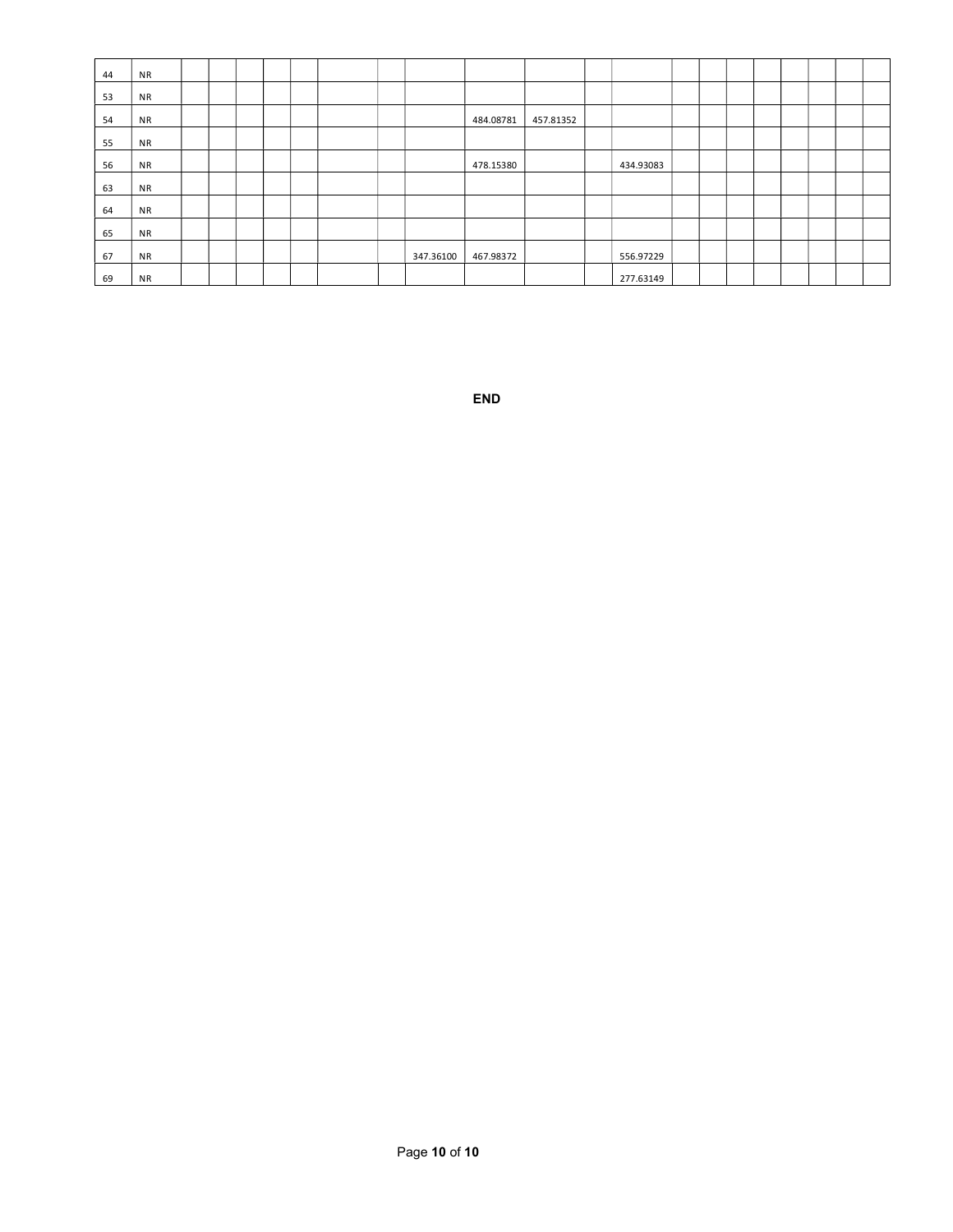| | | | | | | | | | | | | | | | | | | | | | |
|---|---|---|---|---|---|---|---|---|---|---|---|---|---|---|---|---|---|---|---|---|---|
| 44 | NR | | | | | | | | | | | | | | | | | | | | |
| 53 | NR | | | | | | | | | | | | | | | | | | | | |
| 54 | NR | | | | | | | | | 484.08781 | 457.81352 | | | | | | | | | | |
| 55 | NR | | | | | | | | | | | | | | | | | | | | |
| 56 | NR | | | | | | | | | 478.15380 | | | 434.93083 | | | | | | | | |
| 63 | NR | | | | | | | | | | | | | | | | | | | | |
| 64 | NR | | | | | | | | | | | | | | | | | | | | |
| 65 | NR | | | | | | | | | | | | | | | | | | | | |
| 67 | NR | | | | | | | | 347.36100 | 467.98372 | | | 556.97229 | | | | | | | | |
| 69 | NR | | | | | | | | | | | | 277.63149 | | | | | | | | |

**END**